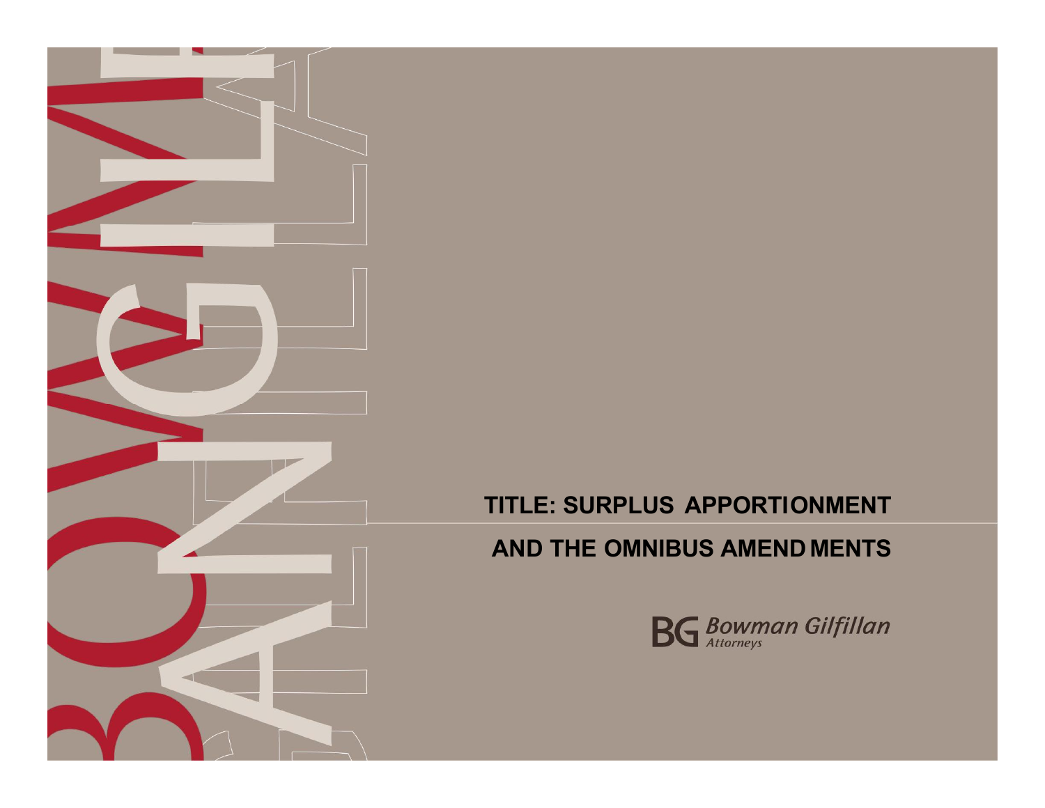# TITLE: SURPLUS APPORTIONMENT AND THE OMNIBUS AMENDMENTS

Bowman Gilfillan Attorneys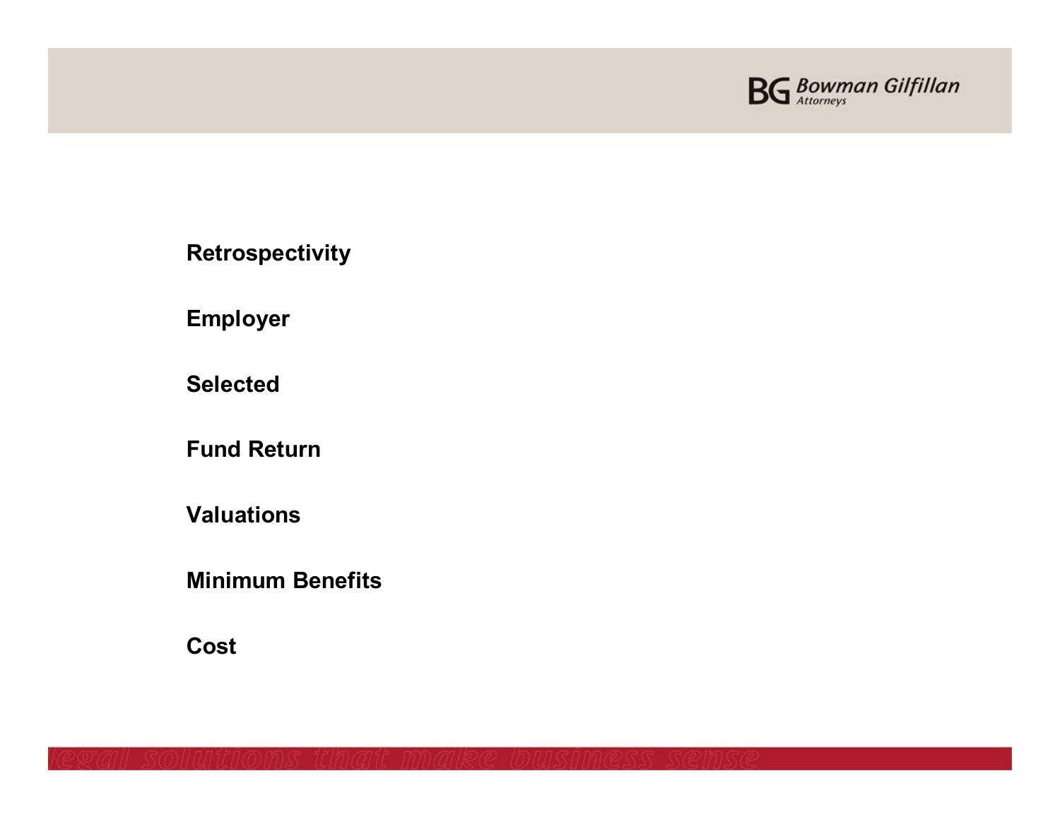**Retrospectivity**

**Employer**

**Selected**

**Fund Return**

**Valuations**

**Minimum Benefits**

**Cost**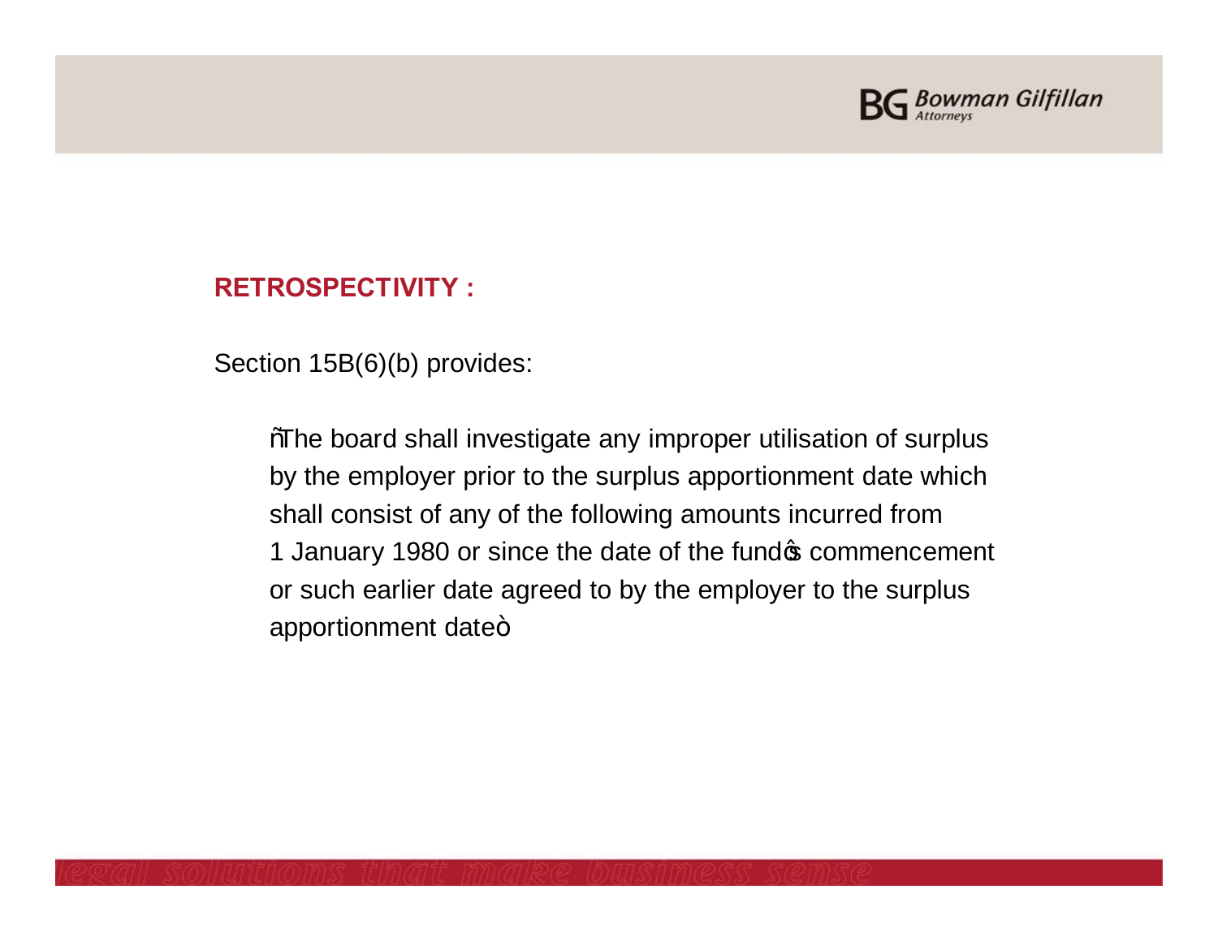## RETROSPECTIVITY :

Section 15B(6)(b) provides:

> "The board shall investigate any improper utilisation of surplus by the employer prior to the surplus apportionment date which shall consist of any of the following amounts incurred from 1 January 1980 or since the date of the fund's commencement or such earlier date agreed to by the employer to the surplus apportionment date"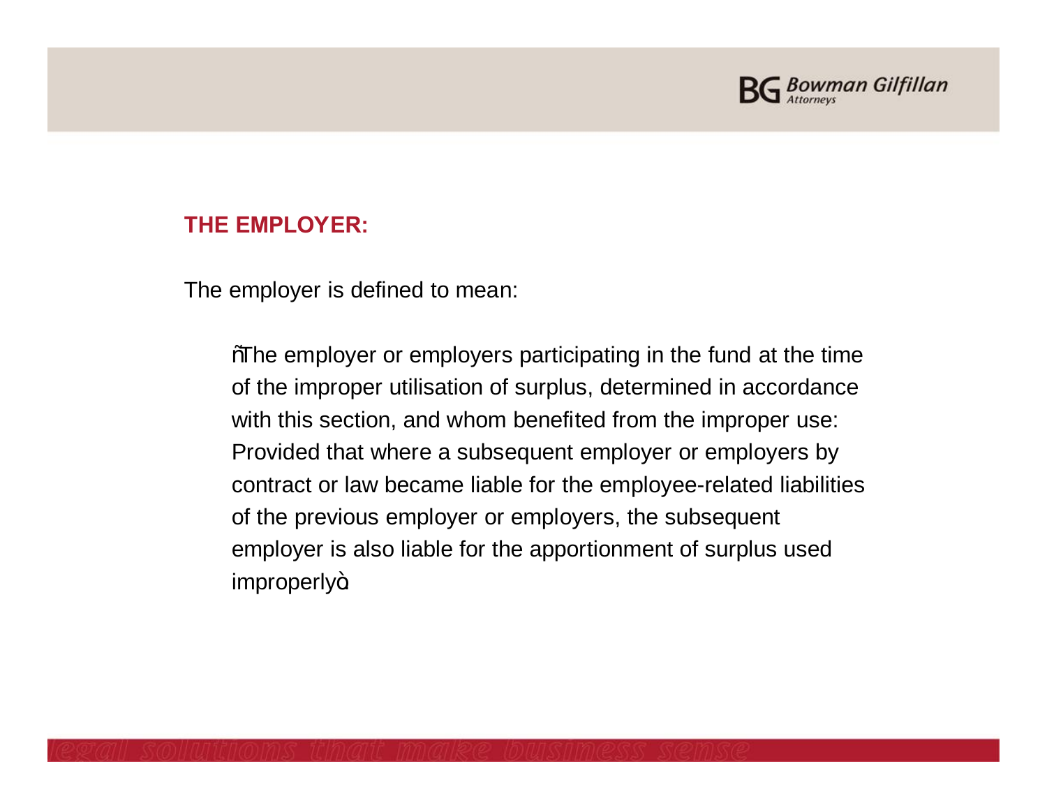## THE EMPLOYER:

The employer is defined to mean:

> "The employer or employers participating in the fund at the time of the improper utilisation of surplus, determined in accordance with this section, and whom benefited from the improper use: Provided that where a subsequent employer or employers by contract or law became liable for the employee-related liabilities of the previous employer or employers, the subsequent employer is also liable for the apportionment of surplus used improperly".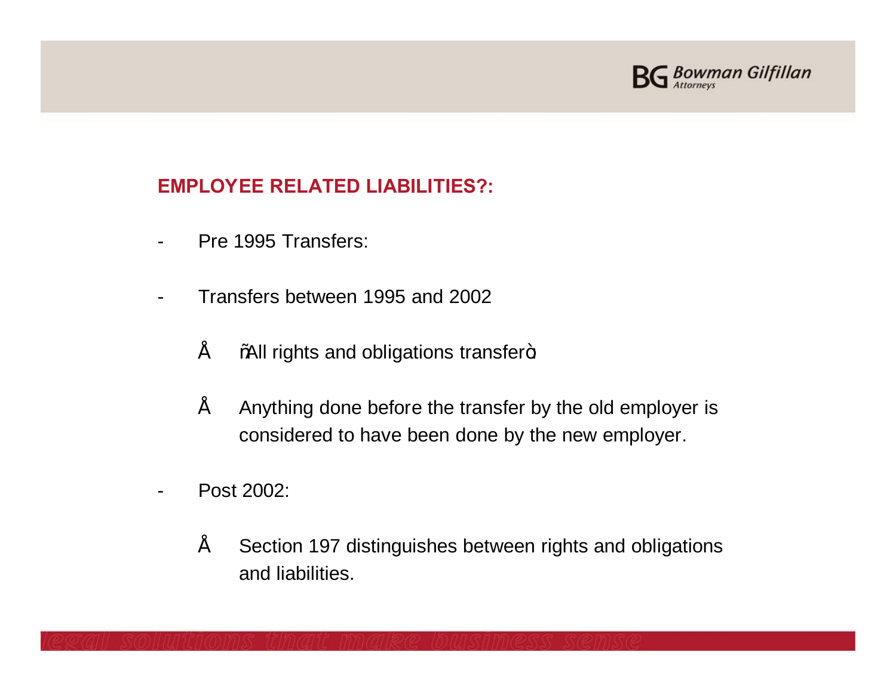## EMPLOYEE RELATED LIABILITIES?:

- Pre 1995 Transfers:
- Transfers between 1995 and 2002
  - "All rights and obligations transfer"
  - Anything done before the transfer by the old employer is considered to have been done by the new employer.
- Post 2002:
  - Section 197 distinguishes between rights and obligations and liabilities.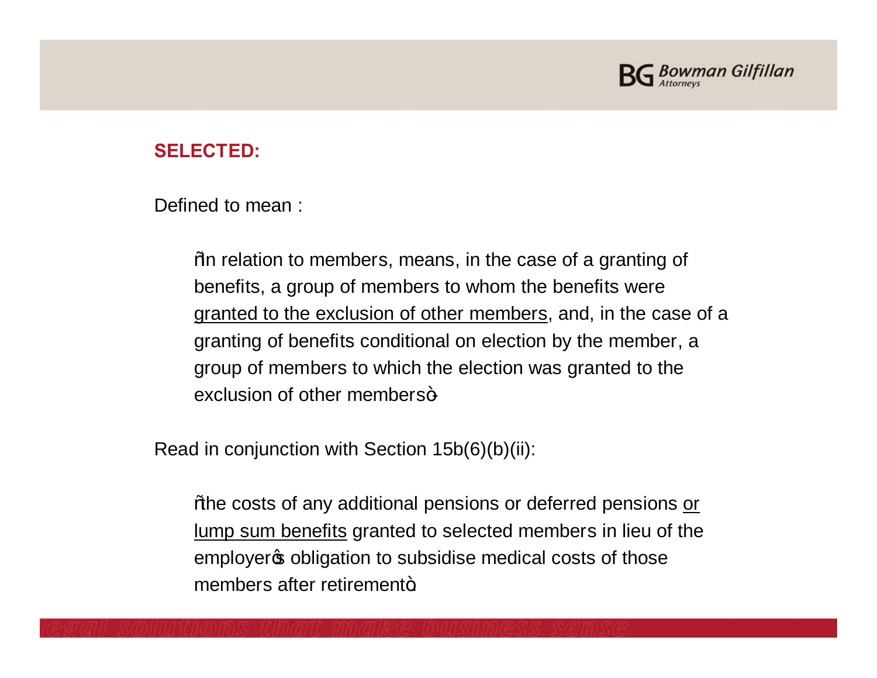## SELECTED:

Defined to mean :

> "in relation to members, means, in the case of a granting of benefits, a group of members to whom the benefits were <u>granted to the exclusion of other members</u>, and, in the case of a granting of benefits conditional on election by the member, a group of members to which the election was granted to the exclusion of other members"

Read in conjunction with Section 15b(6)(b)(ii):

> "the costs of any additional pensions or deferred pensions <u>or lump sum benefits</u> granted to selected members in lieu of the employer's obligation to subsidise medical costs of those members after retirement".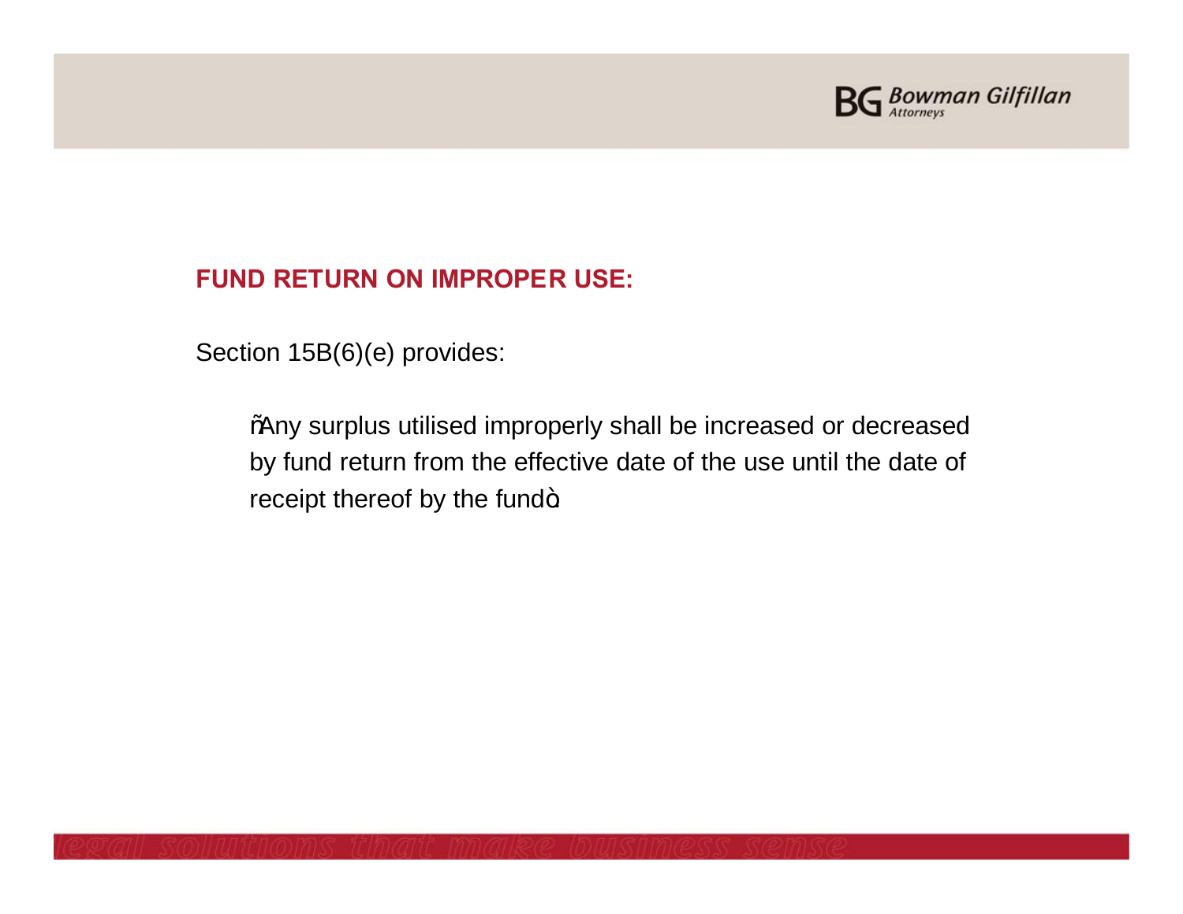## FUND RETURN ON IMPROPER USE:

Section 15B(6)(e) provides:

> "Any surplus utilised improperly shall be increased or decreased by fund return from the effective date of the use until the date of receipt thereof by the fund".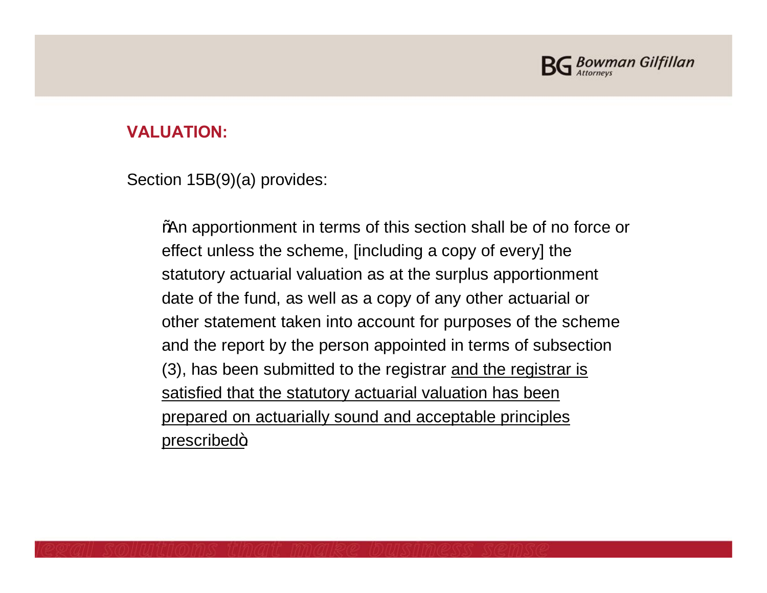## VALUATION:

Section 15B(9)(a) provides:

> "An apportionment in terms of this section shall be of no force or effect unless the scheme, [including a copy of every] the statutory actuarial valuation as at the surplus apportionment date of the fund, as well as a copy of any other actuarial or other statement taken into account for purposes of the scheme and the report by the person appointed in terms of subsection (3), has been submitted to the registrar <u>and the registrar is satisfied that the statutory actuarial valuation has been prepared on actuarially sound and acceptable principles prescribed</u>"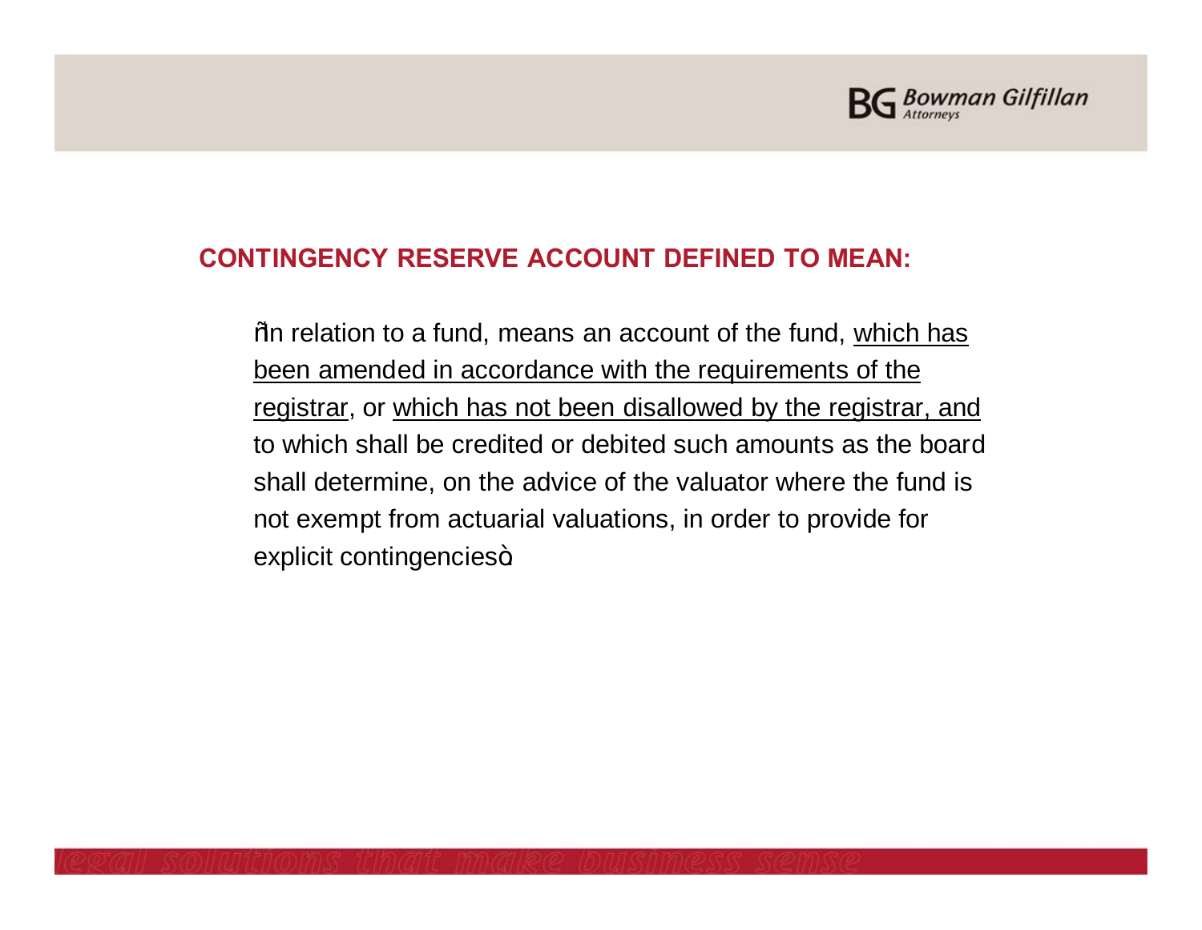## CONTINGENCY RESERVE ACCOUNT DEFINED TO MEAN:

"In relation to a fund, means an account of the fund, <u>which has been amended in accordance with the requirements of the registrar</u>, or <u>which has not been disallowed by the registrar, and</u> to which shall be credited or debited such amounts as the board shall determine, on the advice of the valuator where the fund is not exempt from actuarial valuations, in order to provide for explicit contingencies".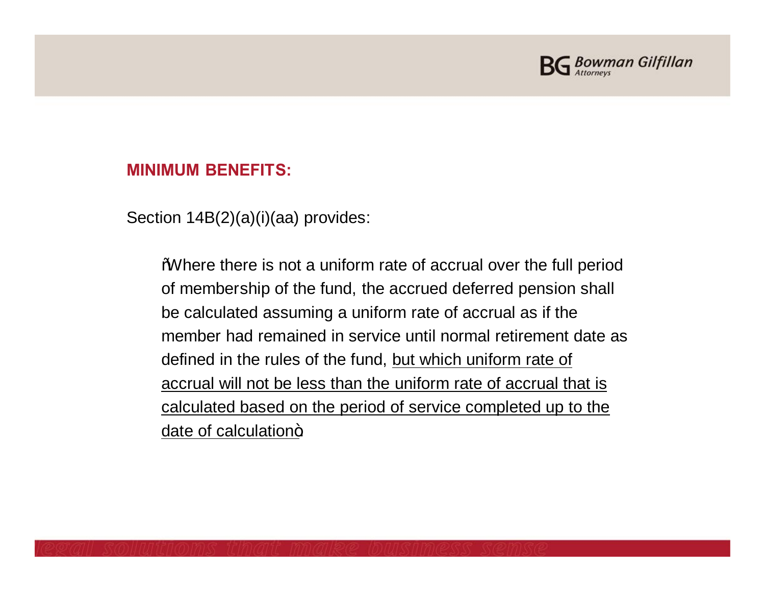## MINIMUM BENEFITS:

Section 14B(2)(a)(i)(aa) provides:

> "Where there is not a uniform rate of accrual over the full period of membership of the fund, the accrued deferred pension shall be calculated assuming a uniform rate of accrual as if the member had remained in service until normal retirement date as defined in the rules of the fund, <u>but which uniform rate of accrual will not be less than the uniform rate of accrual that is calculated based on the period of service completed up to the date of calculation</u>."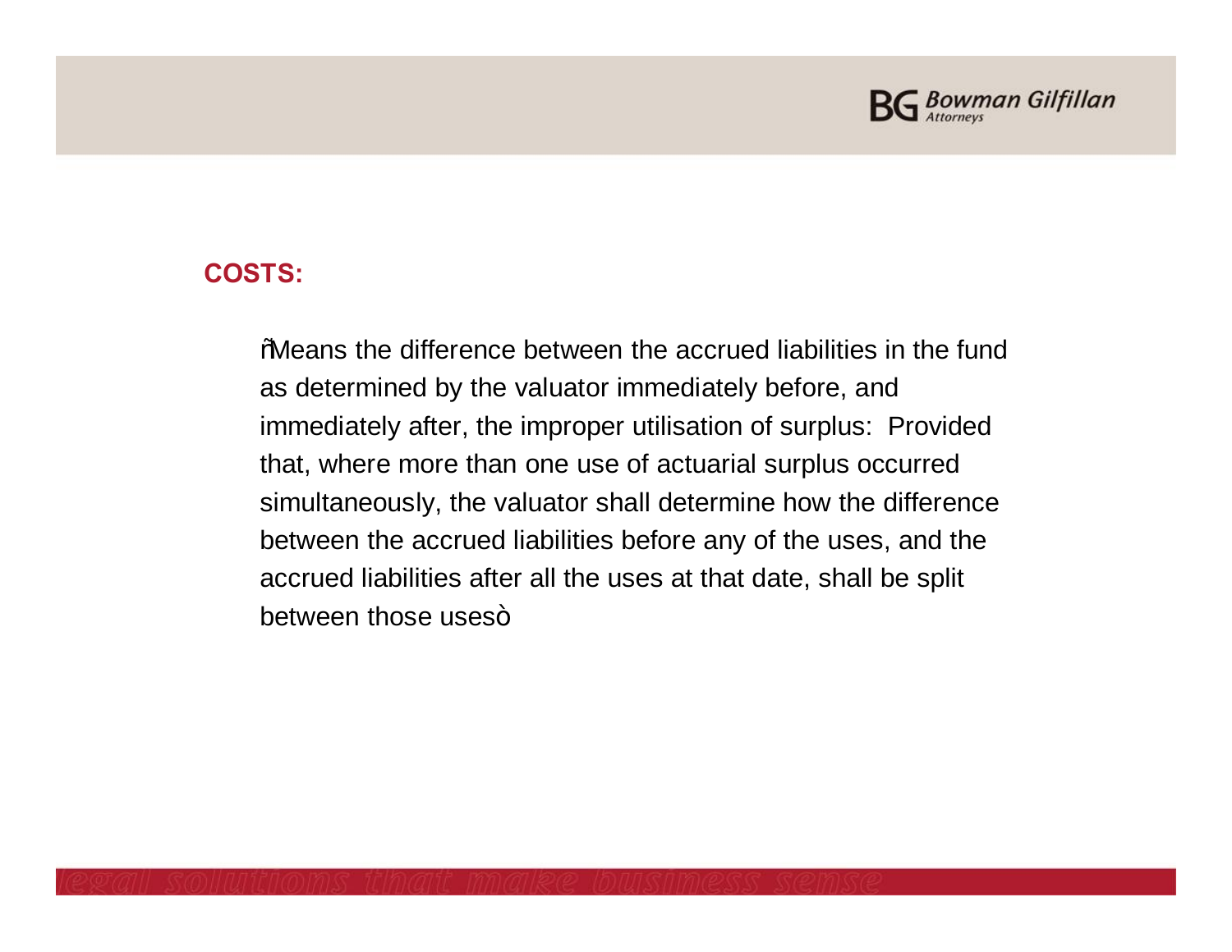**COSTS:**

"Means the difference between the accrued liabilities in the fund as determined by the valuator immediately before, and immediately after, the improper utilisation of surplus: Provided that, where more than one use of actuarial surplus occurred simultaneously, the valuator shall determine how the difference between the accrued liabilities before any of the uses, and the accrued liabilities after all the uses at that date, shall be split between those uses"